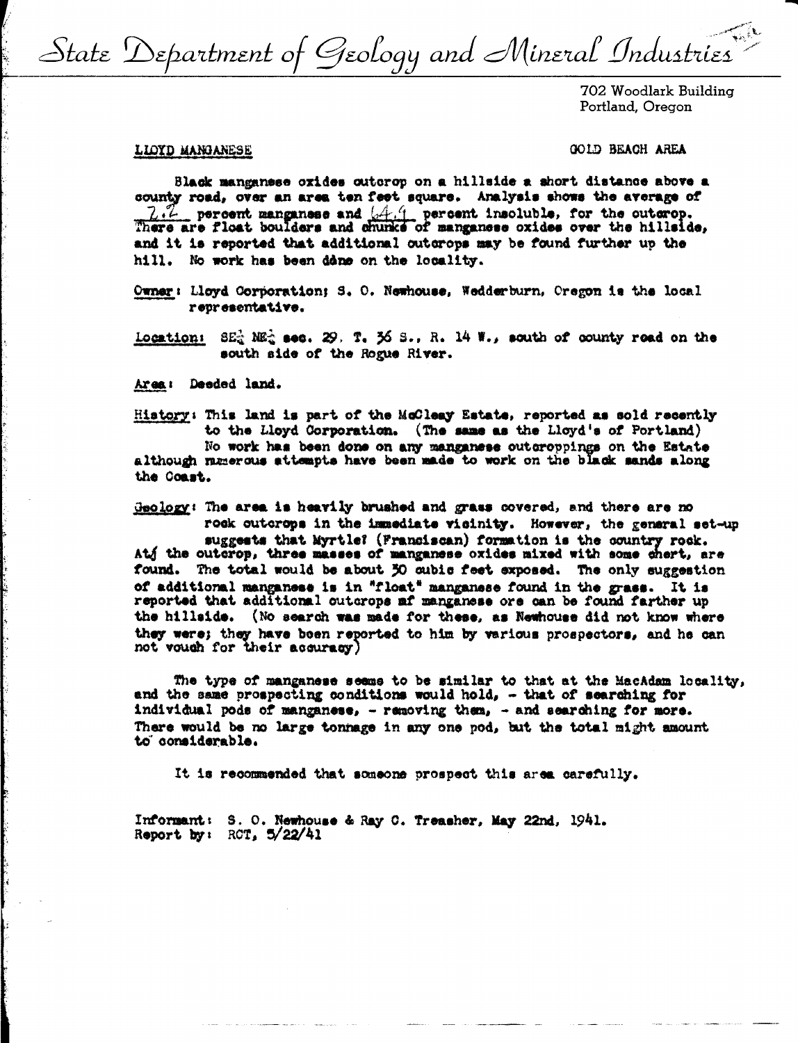State Department of Geology and Mineral Industries

702 Woodlark Building
Portland, Oregon

LLOYD MANGANESE

GOLD BEACH AREA

Black manganese oxides outcrop on a hillside a short distance above a county road, over an area ten feet square. Analysis shows the average of 7.2 percent manganese and 64.9 percent insoluble, for the outcrop. There are float boulders and chunks of manganese oxides over the hillside, and it is reported that additional outcrops may be found further up the hill. No work has been done on the locality.

Owner: Lloyd Corporation; S. O. Newhouse, Wedderburn, Oregon is the local representative.

Location: SE¼ NE¼ sec. 29, T. 36 S., R. 14 W., south of county road on the south side of the Rogue River.

Area: Deeded land.

History: This land is part of the McCleay Estate, reported as sold recently to the Lloyd Corporation. (The same as the Lloyd's of Portland) No work has been done on any manganese outcroppings on the Estate although numerous attempts have been made to work on the black sands along the Coast.

Geology: The area is heavily brushed and grass covered, and there are no rock outcrops in the immediate vicinity. However, the general set-up suggests that Myrtle? (Franciscan) formation is the country rock. At the outcrop, three masses of manganese oxides mixed with some chert, are found. The total would be about 30 cubic feet exposed. The only suggestion of additional manganese is in "float" manganese found in the grass. It is reported that additional outcrops of manganese ore can be found farther up the hillside. (No search was made for these, as Newhouse did not know where they were; they have been reported to him by various prospectors, and he can not vouch for their accuracy)

The type of manganese seems to be similar to that at the MacAdam locality, and the same prospecting conditions would hold, - that of searching for individual pods of manganese, - removing them, - and searching for more. There would be no large tonnage in any one pod, but the total might amount to considerable.

It is recommended that someone prospect this area carefully.

Informant: S. O. Newhouse & Ray C. Treasher, May 22nd, 1941.
Report by: RCT, 5/22/41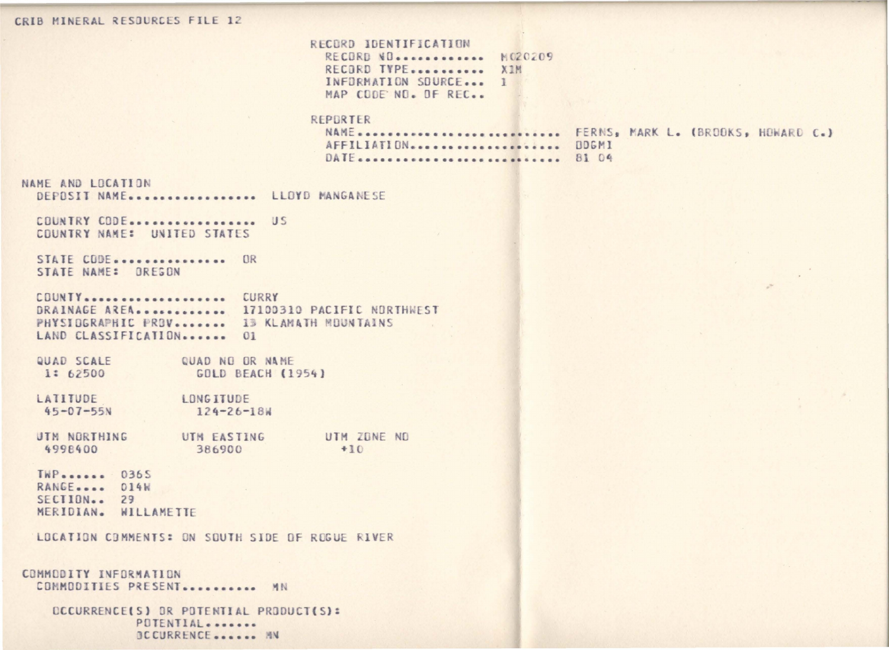CRIB MINERAL RESOURCES FILE 12

RECORD IDENTIFICATION
RECORD NO............ M020209
RECORD TYPE.......... X1M
INFORMATION SOURCE... 1
MAP CODE NO. OF REC..

REPORTER
NAME......................... FERNS, MARK L. (BROOKS, HOWARD C.)
AFFILIATION.................. DOGMI
DATE......................... 81 04

NAME AND LOCATION
DEPOSIT NAME................. LLOYD MANGANESE

COUNTRY CODE................. US
COUNTRY NAME: UNITED STATES

STATE CODE............... OR
STATE NAME: OREGON

COUNTY................... CURRY
DRAINAGE AREA............ 17100310 PACIFIC NORTHWEST
PHYSIOGRAPHIC PROV....... 13 KLAMATH MOUNTAINS
LAND CLASSIFICATION...... 01

| QUAD SCALE | QUAD NO OR NAME | |
|---|---|---|
| 1: 62500 | GOLD BEACH (1954) | |
| **LATITUDE** | **LONGITUDE** | |
| 45-07-55N | 124-26-18W | |
| **UTM NORTHING** | **UTM EASTING** | **UTM ZONE NO** |
| 4998400 | 386900 | +10 |

TWP...... 036S
RANGE.... 014W
SECTION.. 29
MERIDIAN. WILLAMETTE

LOCATION COMMENTS: ON SOUTH SIDE OF ROGUE RIVER

COMMODITY INFORMATION
COMMODITIES PRESENT.......... MN

OCCURRENCE(S) OR POTENTIAL PRODUCT(S):
POTENTIAL.......
OCCURRENCE...... MN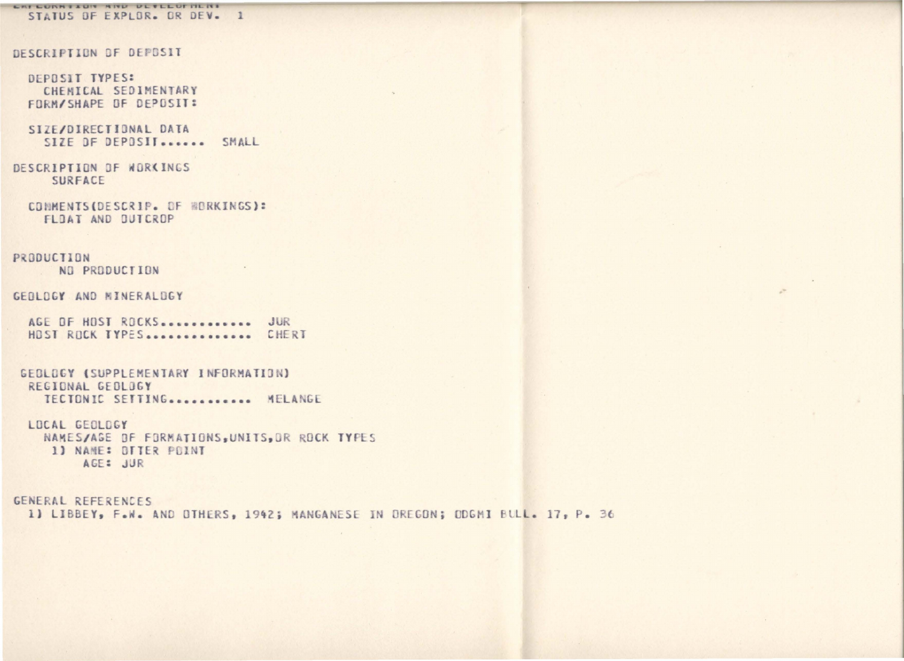STATUS OF EXPLOR. OR DEV. 1

## DESCRIPTION OF DEPOSIT

DEPOSIT TYPES:
CHEMICAL SEDIMENTARY
FORM/SHAPE OF DEPOSIT:

SIZE/DIRECTIONAL DATA
SIZE OF DEPOSIT...... SMALL

## DESCRIPTION OF WORKINGS

SURFACE

COMMENTS(DESCRIP. OF WORKINGS):
FLOAT AND OUTCROP

## PRODUCTION

NO PRODUCTION

## GEOLOGY AND MINERALOGY

AGE OF HOST ROCKS............ JUR
HOST ROCK TYPES.............. CHERT

## GEOLOGY (SUPPLEMENTARY INFORMATION)

REGIONAL GEOLOGY
TECTONIC SETTING........... MELANGE

LOCAL GEOLOGY
NAMES/AGE OF FORMATIONS,UNITS,OR ROCK TYPES
1) NAME: OTTER POINT
AGE: JUR

## GENERAL REFERENCES

1) LIBBEY, F.W. AND OTHERS, 1942; MANGANESE IN OREGON; ODGMI BULL. 17, P. 36